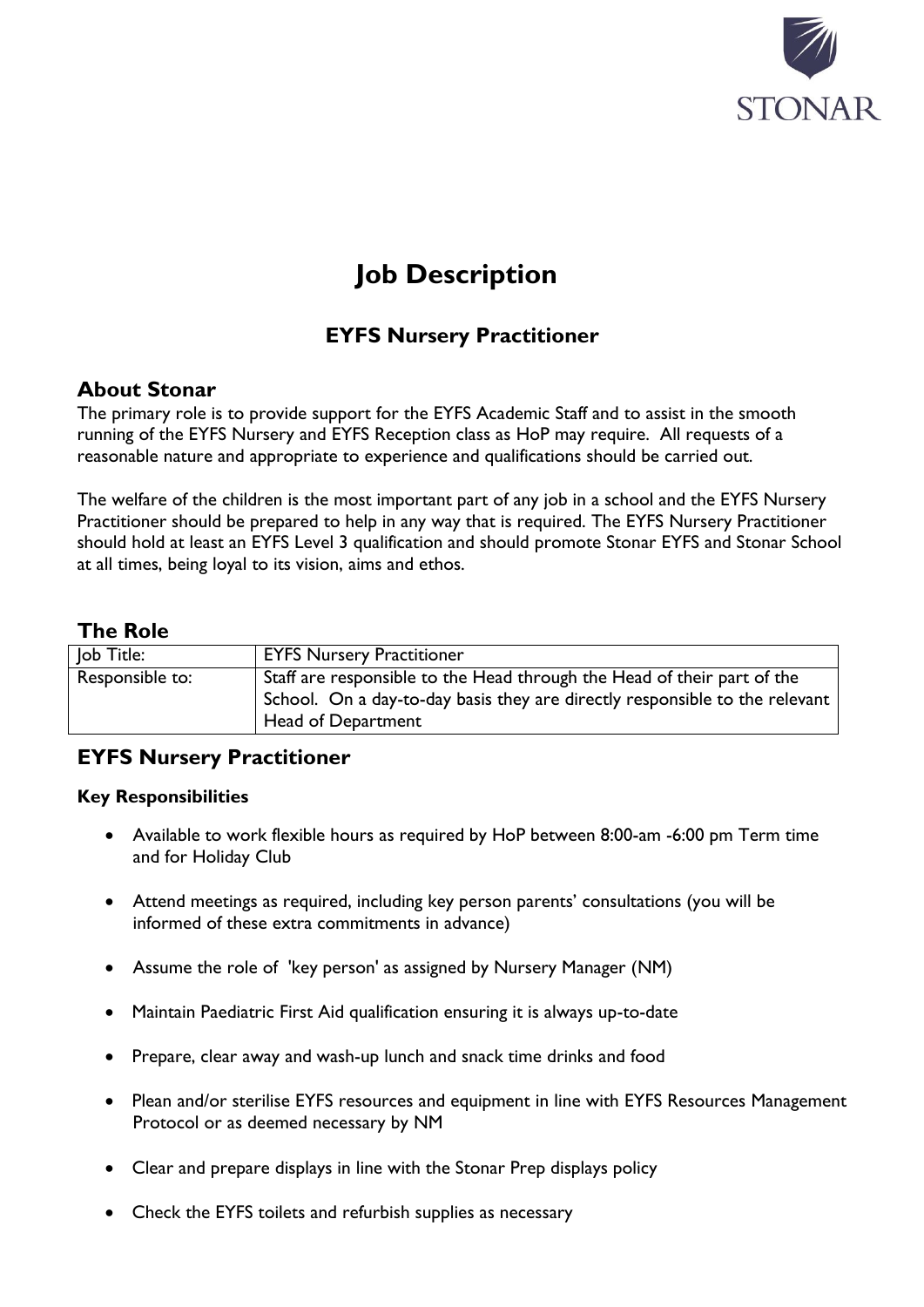STONAR

# Job Description

## EYFS Nursery Practitioner

### About Stonar

The primary role is to provide support for the EYFS Academic Staff and to assist in the smooth running of the EYFS Nursery and EYFS Reception class as HoP may require. All requests of a reasonable nature and appropriate to experience and qualifications should be carried out.

The welfare of the children is the most important part of any job in a school and the EYFS Nursery Practitioner should be prepared to help in any way that is required. The EYFS Nursery Practitioner should hold at least an EYFS Level 3 qualification and should promote Stonar EYFS and Stonar School at all times, being loyal to its vision, aims and ethos.

### The Role

| Job Title: | EYFS Nursery Practitioner |
|---|---|
| Responsible to: | Staff are responsible to the Head through the Head of their part of the School. On a day-to-day basis they are directly responsible to the relevant Head of Department |

### EYFS Nursery Practitioner

**Key Responsibilities**

- Available to work flexible hours as required by HoP between 8:00-am -6:00 pm Term time and for Holiday Club
- Attend meetings as required, including key person parents' consultations (you will be informed of these extra commitments in advance)
- Assume the role of 'key person' as assigned by Nursery Manager (NM)
- Maintain Paediatric First Aid qualification ensuring it is always up-to-date
- Prepare, clear away and wash-up lunch and snack time drinks and food
- Plean and/or sterilise EYFS resources and equipment in line with EYFS Resources Management Protocol or as deemed necessary by NM
- Clear and prepare displays in line with the Stonar Prep displays policy
- Check the EYFS toilets and refurbish supplies as necessary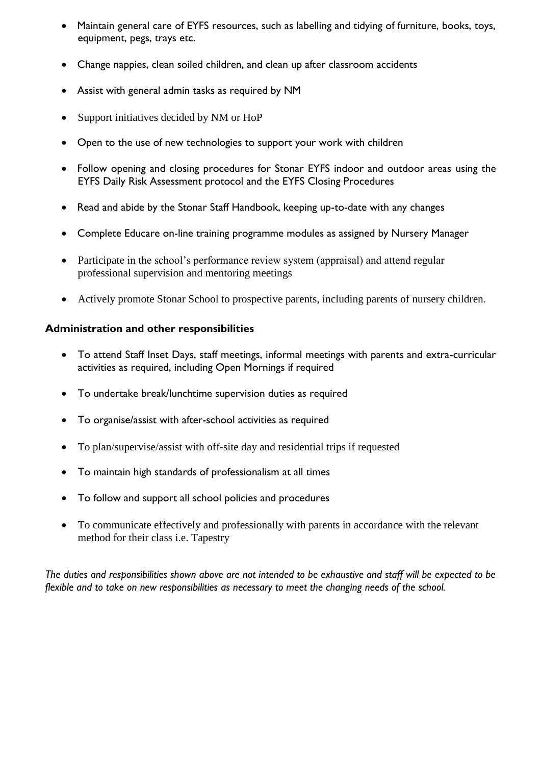- Maintain general care of EYFS resources, such as labelling and tidying of furniture, books, toys, equipment, pegs, trays etc.
- Change nappies, clean soiled children, and clean up after classroom accidents
- Assist with general admin tasks as required by NM
- Support initiatives decided by NM or HoP
- Open to the use of new technologies to support your work with children
- Follow opening and closing procedures for Stonar EYFS indoor and outdoor areas using the EYFS Daily Risk Assessment protocol and the EYFS Closing Procedures
- Read and abide by the Stonar Staff Handbook, keeping up-to-date with any changes
- Complete Educare on-line training programme modules as assigned by Nursery Manager
- Participate in the school's performance review system (appraisal) and attend regular professional supervision and mentoring meetings
- Actively promote Stonar School to prospective parents, including parents of nursery children.

**Administration and other responsibilities**

- To attend Staff Inset Days, staff meetings, informal meetings with parents and extra-curricular activities as required, including Open Mornings if required
- To undertake break/lunchtime supervision duties as required
- To organise/assist with after-school activities as required
- To plan/supervise/assist with off-site day and residential trips if requested
- To maintain high standards of professionalism at all times
- To follow and support all school policies and procedures
- To communicate effectively and professionally with parents in accordance with the relevant method for their class i.e. Tapestry

*The duties and responsibilities shown above are not intended to be exhaustive and staff will be expected to be flexible and to take on new responsibilities as necessary to meet the changing needs of the school.*